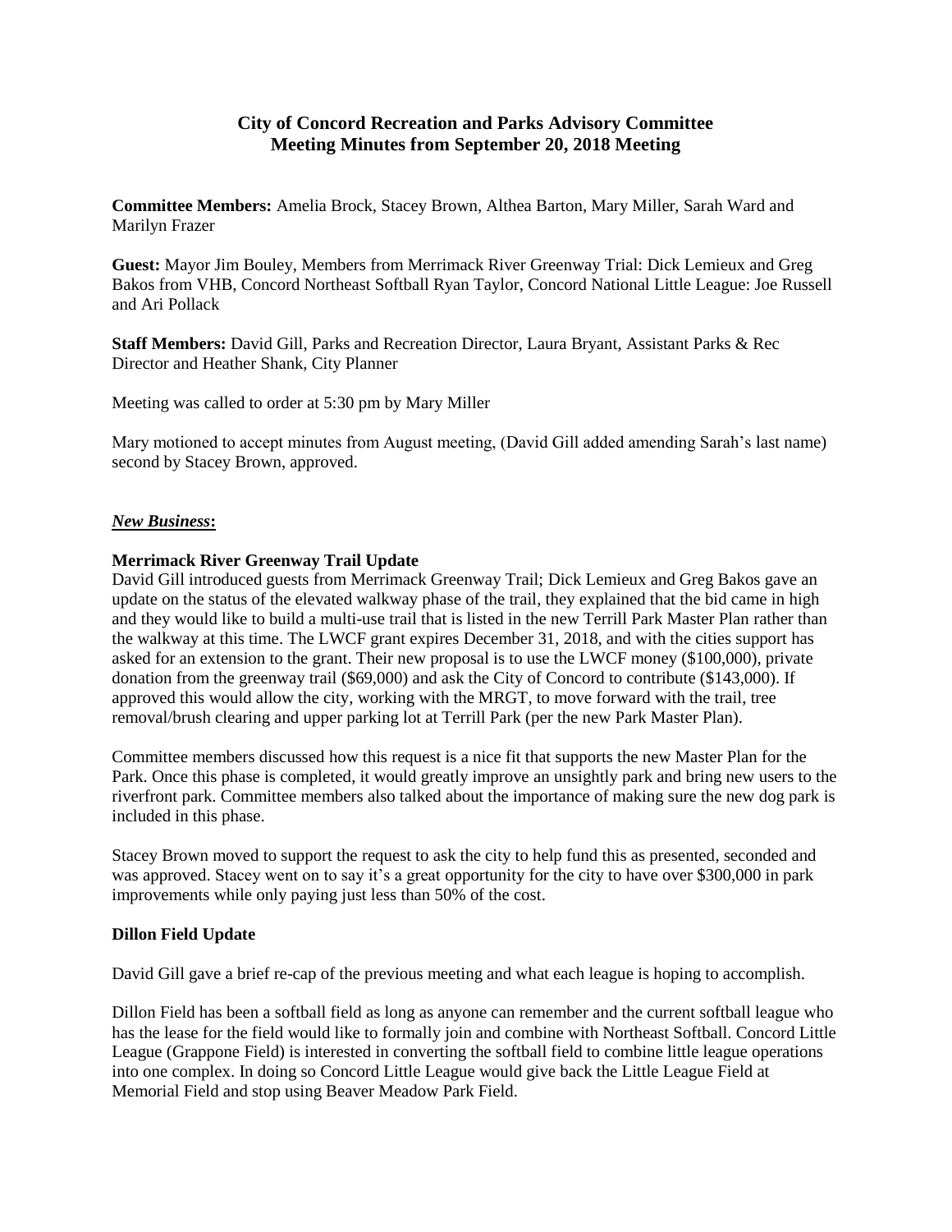# City of Concord Recreation and Parks Advisory Committee
# Meeting Minutes from September 20, 2018 Meeting

**Committee Members:** Amelia Brock, Stacey Brown, Althea Barton, Mary Miller, Sarah Ward and Marilyn Frazer

**Guest:** Mayor Jim Bouley, Members from Merrimack River Greenway Trial: Dick Lemieux and Greg Bakos from VHB, Concord Northeast Softball Ryan Taylor, Concord National Little League: Joe Russell and Ari Pollack

**Staff Members:** David Gill, Parks and Recreation Director, Laura Bryant, Assistant Parks & Rec Director and Heather Shank, City Planner

Meeting was called to order at 5:30 pm by Mary Miller

Mary motioned to accept minutes from August meeting, (David Gill added amending Sarah's last name) second by Stacey Brown, approved.

## *New Business*:

### Merrimack River Greenway Trail Update

David Gill introduced guests from Merrimack Greenway Trail; Dick Lemieux and Greg Bakos gave an update on the status of the elevated walkway phase of the trail, they explained that the bid came in high and they would like to build a multi-use trail that is listed in the new Terrill Park Master Plan rather than the walkway at this time. The LWCF grant expires December 31, 2018, and with the cities support has asked for an extension to the grant. Their new proposal is to use the LWCF money ($100,000), private donation from the greenway trail ($69,000) and ask the City of Concord to contribute ($143,000). If approved this would allow the city, working with the MRGT, to move forward with the trail, tree removal/brush clearing and upper parking lot at Terrill Park (per the new Park Master Plan).

Committee members discussed how this request is a nice fit that supports the new Master Plan for the Park. Once this phase is completed, it would greatly improve an unsightly park and bring new users to the riverfront park. Committee members also talked about the importance of making sure the new dog park is included in this phase.

Stacey Brown moved to support the request to ask the city to help fund this as presented, seconded and was approved. Stacey went on to say it's a great opportunity for the city to have over $300,000 in park improvements while only paying just less than 50% of the cost.

### Dillon Field Update

David Gill gave a brief re-cap of the previous meeting and what each league is hoping to accomplish.

Dillon Field has been a softball field as long as anyone can remember and the current softball league who has the lease for the field would like to formally join and combine with Northeast Softball. Concord Little League (Grappone Field) is interested in converting the softball field to combine little league operations into one complex. In doing so Concord Little League would give back the Little League Field at Memorial Field and stop using Beaver Meadow Park Field.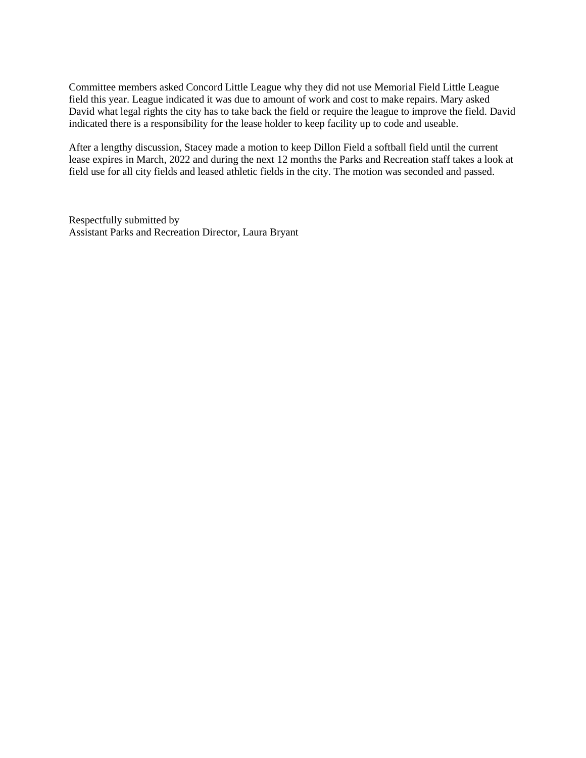Committee members asked Concord Little League why they did not use Memorial Field Little League field this year. League indicated it was due to amount of work and cost to make repairs. Mary asked David what legal rights the city has to take back the field or require the league to improve the field. David indicated there is a responsibility for the lease holder to keep facility up to code and useable.

After a lengthy discussion, Stacey made a motion to keep Dillon Field a softball field until the current lease expires in March, 2022 and during the next 12 months the Parks and Recreation staff takes a look at field use for all city fields and leased athletic fields in the city. The motion was seconded and passed.

Respectfully submitted by
Assistant Parks and Recreation Director, Laura Bryant